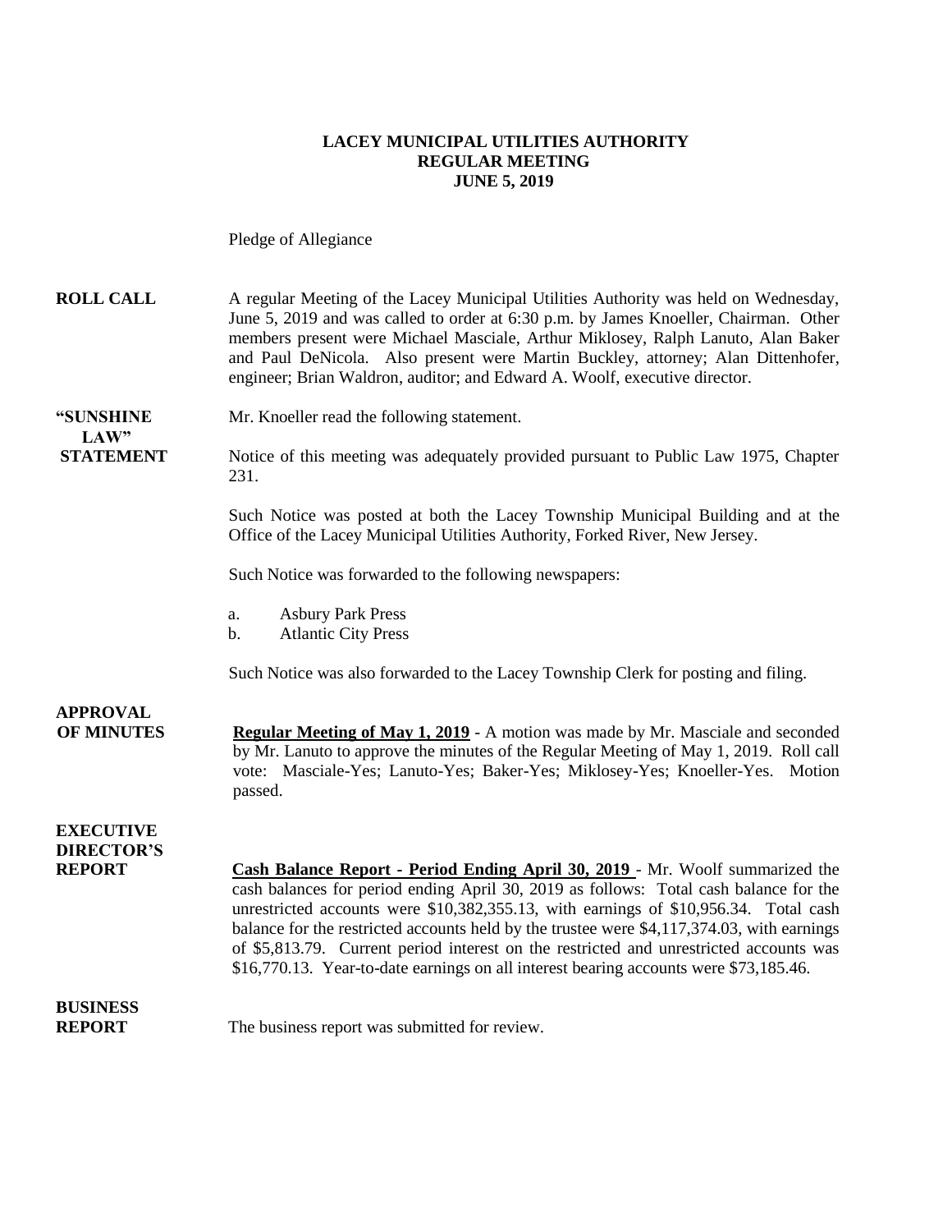**LACEY MUNICIPAL UTILITIES AUTHORITY**
**REGULAR MEETING**
**JUNE 5, 2019**

Pledge of Allegiance

**ROLL CALL** A regular Meeting of the Lacey Municipal Utilities Authority was held on Wednesday, June 5, 2019 and was called to order at 6:30 p.m. by James Knoeller, Chairman. Other members present were Michael Masciale, Arthur Miklosey, Ralph Lanuto, Alan Baker and Paul DeNicola. Also present were Martin Buckley, attorney; Alan Dittenhofer, engineer; Brian Waldron, auditor; and Edward A. Woolf, executive director.

**"SUNSHINE LAW" STATEMENT** Mr. Knoeller read the following statement.

Notice of this meeting was adequately provided pursuant to Public Law 1975, Chapter 231.

Such Notice was posted at both the Lacey Township Municipal Building and at the Office of the Lacey Municipal Utilities Authority, Forked River, New Jersey.

Such Notice was forwarded to the following newspapers:

a. Asbury Park Press
b. Atlantic City Press

Such Notice was also forwarded to the Lacey Township Clerk for posting and filing.

**APPROVAL OF MINUTES** **Regular Meeting of May 1, 2019** - A motion was made by Mr. Masciale and seconded by Mr. Lanuto to approve the minutes of the Regular Meeting of May 1, 2019. Roll call vote: Masciale-Yes; Lanuto-Yes; Baker-Yes; Miklosey-Yes; Knoeller-Yes. Motion passed.

**EXECUTIVE DIRECTOR'S REPORT** **Cash Balance Report - Period Ending April 30, 2019** - Mr. Woolf summarized the cash balances for period ending April 30, 2019 as follows: Total cash balance for the unrestricted accounts were $10,382,355.13, with earnings of $10,956.34. Total cash balance for the restricted accounts held by the trustee were $4,117,374.03, with earnings of $5,813.79. Current period interest on the restricted and unrestricted accounts was $16,770.13. Year-to-date earnings on all interest bearing accounts were $73,185.46.

**BUSINESS REPORT** The business report was submitted for review.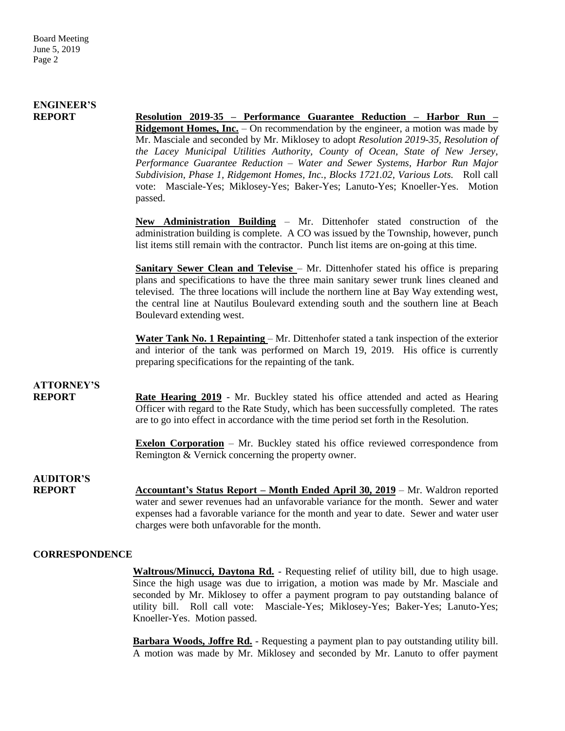## ENGINEER'S REPORT

**Resolution 2019-35 – Performance Guarantee Reduction – Harbor Run – Ridgemont Homes, Inc.** – On recommendation by the engineer, a motion was made by Mr. Masciale and seconded by Mr. Miklosey to adopt *Resolution 2019-35, Resolution of the Lacey Municipal Utilities Authority, County of Ocean, State of New Jersey, Performance Guarantee Reduction – Water and Sewer Systems, Harbor Run Major Subdivision, Phase 1, Ridgemont Homes, Inc., Blocks 1721.02, Various Lots.* Roll call vote: Masciale-Yes; Miklosey-Yes; Baker-Yes; Lanuto-Yes; Knoeller-Yes. Motion passed.

**New Administration Building** – Mr. Dittenhofer stated construction of the administration building is complete. A CO was issued by the Township, however, punch list items still remain with the contractor. Punch list items are on-going at this time.

**Sanitary Sewer Clean and Televise** – Mr. Dittenhofer stated his office is preparing plans and specifications to have the three main sanitary sewer trunk lines cleaned and televised. The three locations will include the northern line at Bay Way extending west, the central line at Nautilus Boulevard extending south and the southern line at Beach Boulevard extending west.

**Water Tank No. 1 Repainting** – Mr. Dittenhofer stated a tank inspection of the exterior and interior of the tank was performed on March 19, 2019. His office is currently preparing specifications for the repainting of the tank.

## ATTORNEY'S REPORT

**Rate Hearing 2019** - Mr. Buckley stated his office attended and acted as Hearing Officer with regard to the Rate Study, which has been successfully completed. The rates are to go into effect in accordance with the time period set forth in the Resolution.

**Exelon Corporation** – Mr. Buckley stated his office reviewed correspondence from Remington & Vernick concerning the property owner.

## AUDITOR'S REPORT

**Accountant's Status Report – Month Ended April 30, 2019** – Mr. Waldron reported water and sewer revenues had an unfavorable variance for the month. Sewer and water expenses had a favorable variance for the month and year to date. Sewer and water user charges were both unfavorable for the month.

## CORRESPONDENCE

**Waltrous/Minucci, Daytona Rd.** - Requesting relief of utility bill, due to high usage. Since the high usage was due to irrigation, a motion was made by Mr. Masciale and seconded by Mr. Miklosey to offer a payment program to pay outstanding balance of utility bill. Roll call vote: Masciale-Yes; Miklosey-Yes; Baker-Yes; Lanuto-Yes; Knoeller-Yes. Motion passed.

**Barbara Woods, Joffre Rd.** - Requesting a payment plan to pay outstanding utility bill. A motion was made by Mr. Miklosey and seconded by Mr. Lanuto to offer payment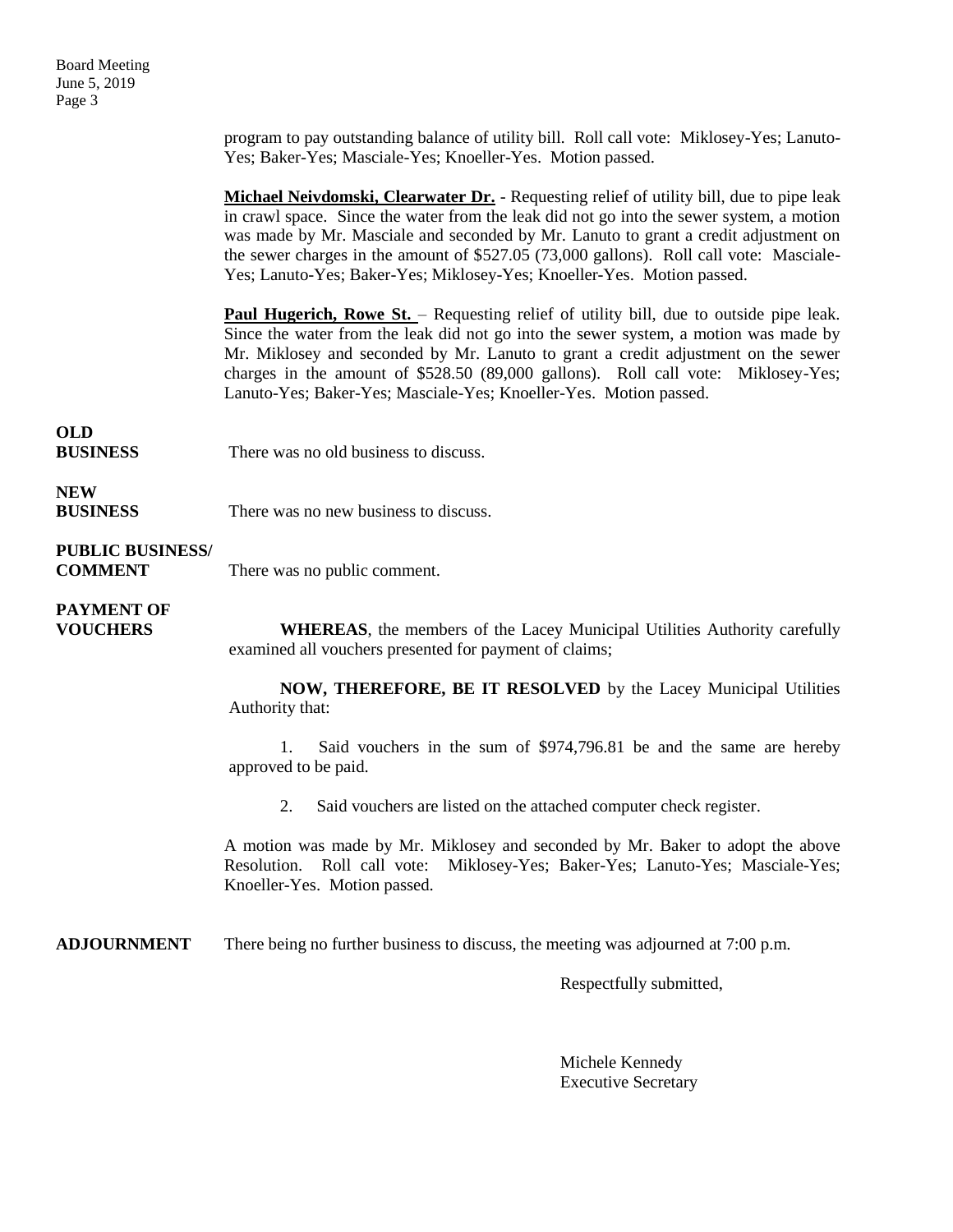program to pay outstanding balance of utility bill. Roll call vote: Miklosey-Yes; Lanuto-Yes; Baker-Yes; Masciale-Yes; Knoeller-Yes. Motion passed.

**Michael Neivdomski, Clearwater Dr.** - Requesting relief of utility bill, due to pipe leak in crawl space. Since the water from the leak did not go into the sewer system, a motion was made by Mr. Masciale and seconded by Mr. Lanuto to grant a credit adjustment on the sewer charges in the amount of $527.05 (73,000 gallons). Roll call vote: Masciale-Yes; Lanuto-Yes; Baker-Yes; Miklosey-Yes; Knoeller-Yes. Motion passed.

**Paul Hugerich, Rowe St.** – Requesting relief of utility bill, due to outside pipe leak. Since the water from the leak did not go into the sewer system, a motion was made by Mr. Miklosey and seconded by Mr. Lanuto to grant a credit adjustment on the sewer charges in the amount of $528.50 (89,000 gallons). Roll call vote: Miklosey-Yes; Lanuto-Yes; Baker-Yes; Masciale-Yes; Knoeller-Yes. Motion passed.

**OLD BUSINESS**

There was no old business to discuss.

**NEW BUSINESS**

There was no new business to discuss.

**PUBLIC BUSINESS/ COMMENT**

There was no public comment.

**PAYMENT OF VOUCHERS**

**WHEREAS**, the members of the Lacey Municipal Utilities Authority carefully examined all vouchers presented for payment of claims;

**NOW, THEREFORE, BE IT RESOLVED** by the Lacey Municipal Utilities Authority that:

1. Said vouchers in the sum of $974,796.81 be and the same are hereby approved to be paid.

2. Said vouchers are listed on the attached computer check register.

A motion was made by Mr. Miklosey and seconded by Mr. Baker to adopt the above Resolution. Roll call vote: Miklosey-Yes; Baker-Yes; Lanuto-Yes; Masciale-Yes; Knoeller-Yes. Motion passed.

**ADJOURNMENT**

There being no further business to discuss, the meeting was adjourned at 7:00 p.m.

Respectfully submitted,

Michele Kennedy
Executive Secretary